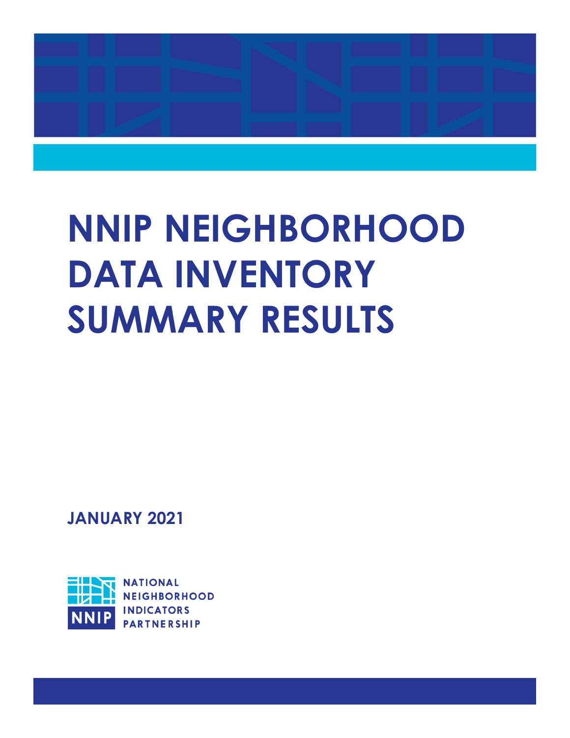# NNIP NEIGHBORHOOD DATA INVENTORY SUMMARY RESULTS

**JANUARY 2021**

NNIP

NATIONAL NEIGHBORHOOD INDICATORS PARTNERSHIP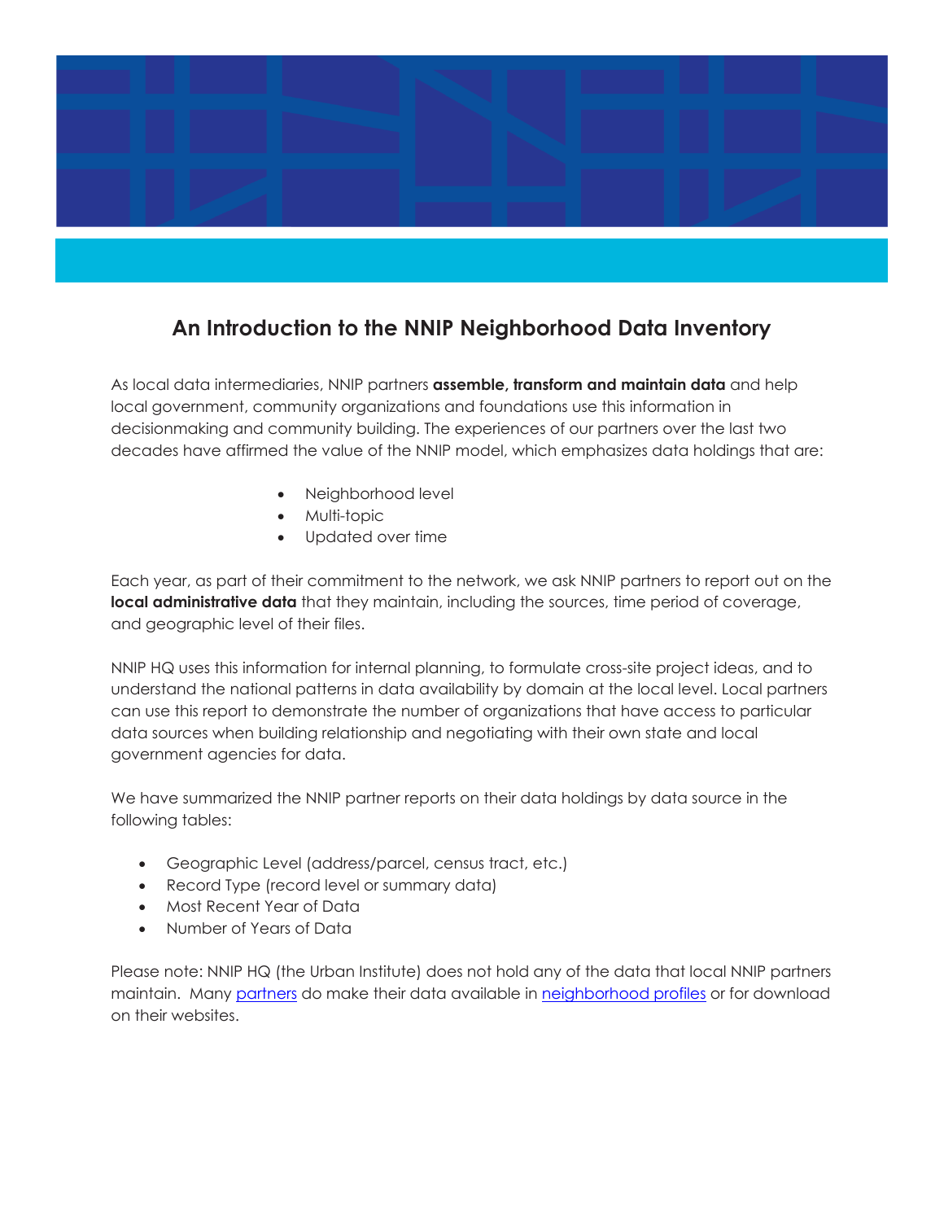# An Introduction to the NNIP Neighborhood Data Inventory

As local data intermediaries, NNIP partners **assemble, transform and maintain data** and help local government, community organizations and foundations use this information in decisionmaking and community building. The experiences of our partners over the last two decades have affirmed the value of the NNIP model, which emphasizes data holdings that are:

- Neighborhood level
- Multi-topic
- Updated over time

Each year, as part of their commitment to the network, we ask NNIP partners to report out on the **local administrative data** that they maintain, including the sources, time period of coverage, and geographic level of their files.

NNIP HQ uses this information for internal planning, to formulate cross-site project ideas, and to understand the national patterns in data availability by domain at the local level. Local partners can use this report to demonstrate the number of organizations that have access to particular data sources when building relationship and negotiating with their own state and local government agencies for data.

We have summarized the NNIP partner reports on their data holdings by data source in the following tables:

- Geographic Level (address/parcel, census tract, etc.)
- Record Type (record level or summary data)
- Most Recent Year of Data
- Number of Years of Data

Please note: NNIP HQ (the Urban Institute) does not hold any of the data that local NNIP partners maintain. Many partners do make their data available in neighborhood profiles or for download on their websites.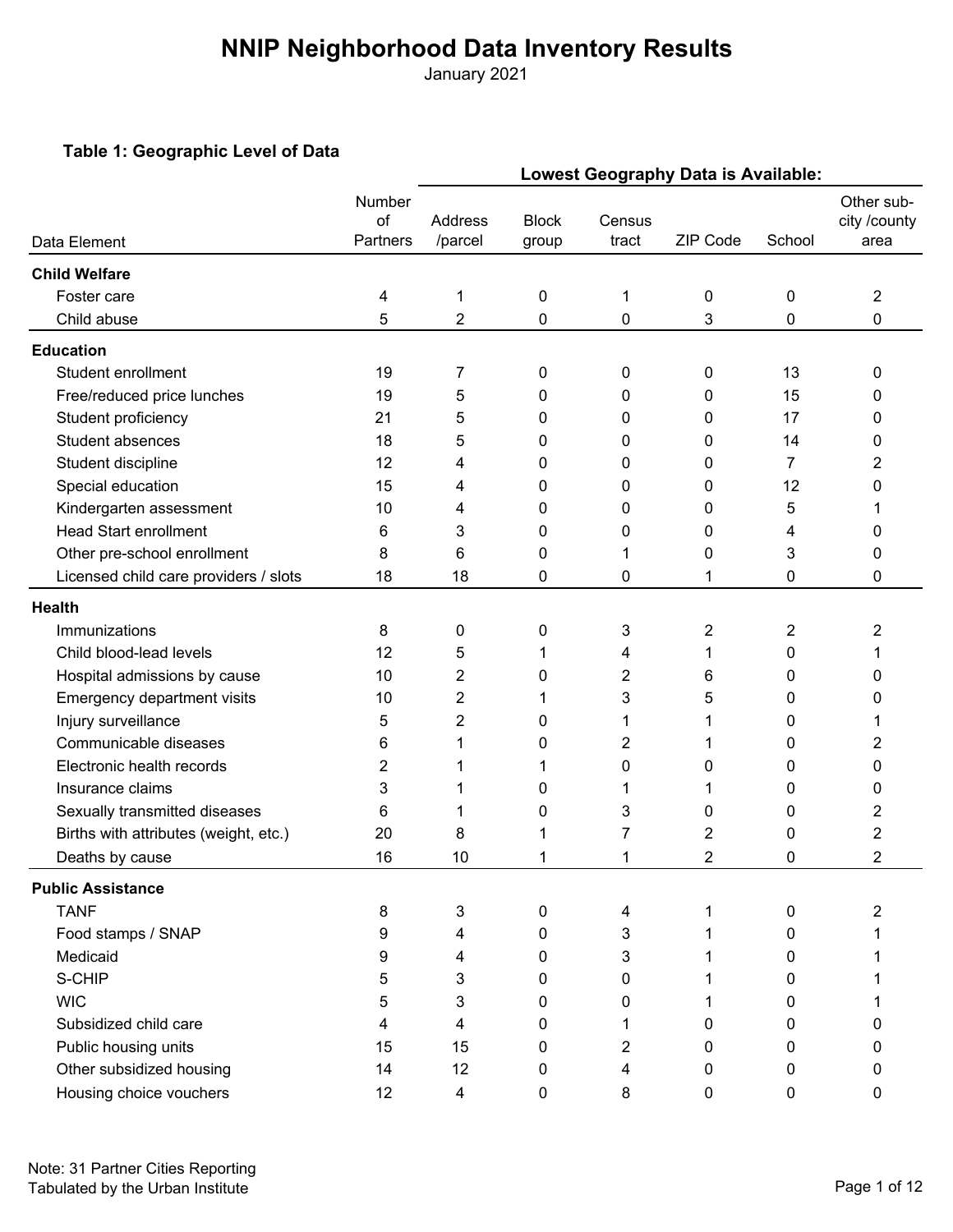# NNIP Neighborhood Data Inventory Results

January 2021

**Table 1: Geographic Level of Data**

| | | Lowest Geography Data is Available: | | | | | |
|---|---|---|---|---|---|---|---|
| Data Element | Number of Partners | Address /parcel | Block group | Census tract | ZIP Code | School | Other sub-city /county area |
| **Child Welfare** | | | | | | | |
| Foster care | 4 | 1 | 0 | 1 | 0 | 0 | 2 |
| Child abuse | 5 | 2 | 0 | 0 | 3 | 0 | 0 |
| **Education** | | | | | | | |
| Student enrollment | 19 | 7 | 0 | 0 | 0 | 13 | 0 |
| Free/reduced price lunches | 19 | 5 | 0 | 0 | 0 | 15 | 0 |
| Student proficiency | 21 | 5 | 0 | 0 | 0 | 17 | 0 |
| Student absences | 18 | 5 | 0 | 0 | 0 | 14 | 0 |
| Student discipline | 12 | 4 | 0 | 0 | 0 | 7 | 2 |
| Special education | 15 | 4 | 0 | 0 | 0 | 12 | 0 |
| Kindergarten assessment | 10 | 4 | 0 | 0 | 0 | 5 | 1 |
| Head Start enrollment | 6 | 3 | 0 | 0 | 0 | 4 | 0 |
| Other pre-school enrollment | 8 | 6 | 0 | 1 | 0 | 3 | 0 |
| Licensed child care providers / slots | 18 | 18 | 0 | 0 | 1 | 0 | 0 |
| **Health** | | | | | | | |
| Immunizations | 8 | 0 | 0 | 3 | 2 | 2 | 2 |
| Child blood-lead levels | 12 | 5 | 1 | 4 | 1 | 0 | 1 |
| Hospital admissions by cause | 10 | 2 | 0 | 2 | 6 | 0 | 0 |
| Emergency department visits | 10 | 2 | 1 | 3 | 5 | 0 | 0 |
| Injury surveillance | 5 | 2 | 0 | 1 | 1 | 0 | 1 |
| Communicable diseases | 6 | 1 | 0 | 2 | 1 | 0 | 2 |
| Electronic health records | 2 | 1 | 1 | 0 | 0 | 0 | 0 |
| Insurance claims | 3 | 1 | 0 | 1 | 1 | 0 | 0 |
| Sexually transmitted diseases | 6 | 1 | 0 | 3 | 0 | 0 | 2 |
| Births with attributes (weight, etc.) | 20 | 8 | 1 | 7 | 2 | 0 | 2 |
| Deaths by cause | 16 | 10 | 1 | 1 | 2 | 0 | 2 |
| **Public Assistance** | | | | | | | |
| TANF | 8 | 3 | 0 | 4 | 1 | 0 | 2 |
| Food stamps / SNAP | 9 | 4 | 0 | 3 | 1 | 0 | 1 |
| Medicaid | 9 | 4 | 0 | 3 | 1 | 0 | 1 |
| S-CHIP | 5 | 3 | 0 | 0 | 1 | 0 | 1 |
| WIC | 5 | 3 | 0 | 0 | 1 | 0 | 1 |
| Subsidized child care | 4 | 4 | 0 | 1 | 0 | 0 | 0 |
| Public housing units | 15 | 15 | 0 | 2 | 0 | 0 | 0 |
| Other subsidized housing | 14 | 12 | 0 | 4 | 0 | 0 | 0 |
| Housing choice vouchers | 12 | 4 | 0 | 8 | 0 | 0 | 0 |

Note: 31 Partner Cities Reporting
Tabulated by the Urban Institute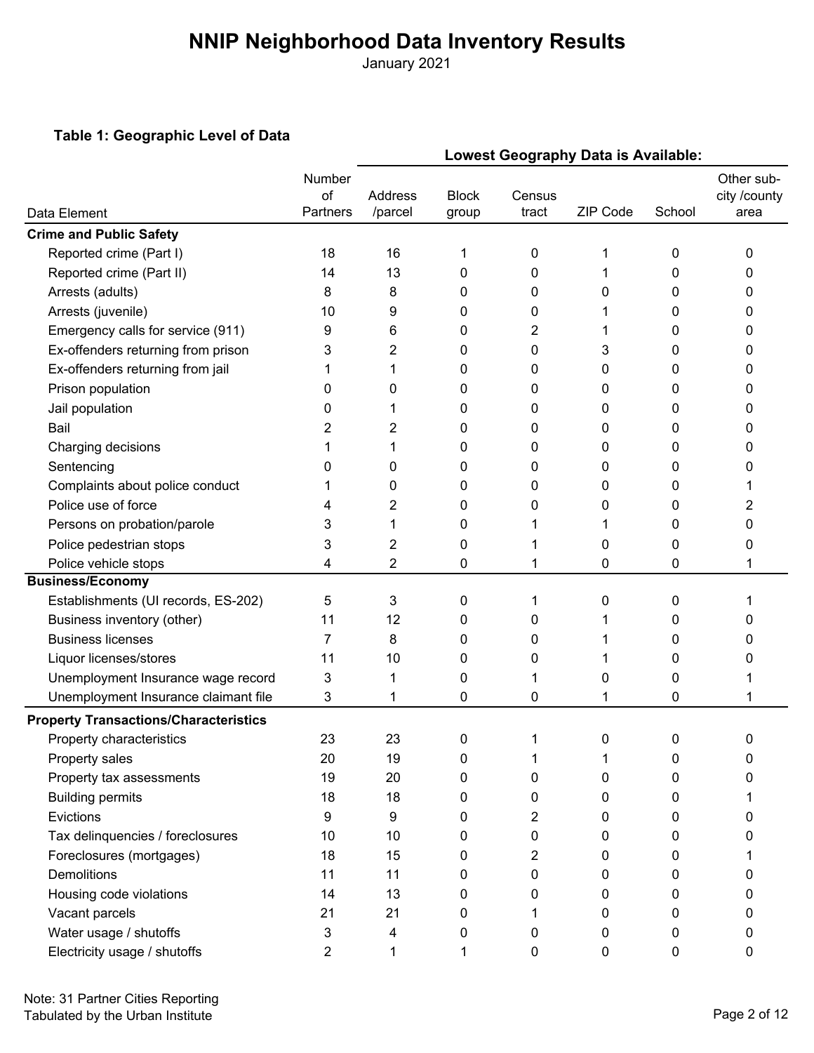# NNIP Neighborhood Data Inventory Results

January 2021

### Table 1: Geographic Level of Data

| | | Lowest Geography Data is Available: | | | | | |
|---|---|---|---|---|---|---|---|
| Data Element | Number of Partners | Address /parcel | Block group | Census tract | ZIP Code | School | Other sub-city /county area |
| **Crime and Public Safety** | | | | | | | |
| Reported crime (Part I) | 18 | 16 | 1 | 0 | 1 | 0 | 0 |
| Reported crime (Part II) | 14 | 13 | 0 | 0 | 1 | 0 | 0 |
| Arrests (adults) | 8 | 8 | 0 | 0 | 0 | 0 | 0 |
| Arrests (juvenile) | 10 | 9 | 0 | 0 | 1 | 0 | 0 |
| Emergency calls for service (911) | 9 | 6 | 0 | 2 | 1 | 0 | 0 |
| Ex-offenders returning from prison | 3 | 2 | 0 | 0 | 3 | 0 | 0 |
| Ex-offenders returning from jail | 1 | 1 | 0 | 0 | 0 | 0 | 0 |
| Prison population | 0 | 0 | 0 | 0 | 0 | 0 | 0 |
| Jail population | 0 | 1 | 0 | 0 | 0 | 0 | 0 |
| Bail | 2 | 2 | 0 | 0 | 0 | 0 | 0 |
| Charging decisions | 1 | 1 | 0 | 0 | 0 | 0 | 0 |
| Sentencing | 0 | 0 | 0 | 0 | 0 | 0 | 0 |
| Complaints about police conduct | 1 | 0 | 0 | 0 | 0 | 0 | 1 |
| Police use of force | 4 | 2 | 0 | 0 | 0 | 0 | 2 |
| Persons on probation/parole | 3 | 1 | 0 | 1 | 1 | 0 | 0 |
| Police pedestrian stops | 3 | 2 | 0 | 1 | 0 | 0 | 0 |
| Police vehicle stops | 4 | 2 | 0 | 1 | 0 | 0 | 1 |
| **Business/Economy** | | | | | | | |
| Establishments (UI records, ES-202) | 5 | 3 | 0 | 1 | 0 | 0 | 1 |
| Business inventory (other) | 11 | 12 | 0 | 0 | 1 | 0 | 0 |
| Business licenses | 7 | 8 | 0 | 0 | 1 | 0 | 0 |
| Liquor licenses/stores | 11 | 10 | 0 | 0 | 1 | 0 | 0 |
| Unemployment Insurance wage record | 3 | 1 | 0 | 1 | 0 | 0 | 1 |
| Unemployment Insurance claimant file | 3 | 1 | 0 | 0 | 1 | 0 | 1 |
| **Property Transactions/Characteristics** | | | | | | | |
| Property characteristics | 23 | 23 | 0 | 1 | 0 | 0 | 0 |
| Property sales | 20 | 19 | 0 | 1 | 1 | 0 | 0 |
| Property tax assessments | 19 | 20 | 0 | 0 | 0 | 0 | 0 |
| Building permits | 18 | 18 | 0 | 0 | 0 | 0 | 1 |
| Evictions | 9 | 9 | 0 | 2 | 0 | 0 | 0 |
| Tax delinquencies / foreclosures | 10 | 10 | 0 | 0 | 0 | 0 | 0 |
| Foreclosures (mortgages) | 18 | 15 | 0 | 2 | 0 | 0 | 1 |
| Demolitions | 11 | 11 | 0 | 0 | 0 | 0 | 0 |
| Housing code violations | 14 | 13 | 0 | 0 | 0 | 0 | 0 |
| Vacant parcels | 21 | 21 | 0 | 1 | 0 | 0 | 0 |
| Water usage / shutoffs | 3 | 4 | 0 | 0 | 0 | 0 | 0 |
| Electricity usage / shutoffs | 2 | 1 | 1 | 0 | 0 | 0 | 0 |

Note: 31 Partner Cities Reporting
Tabulated by the Urban Institute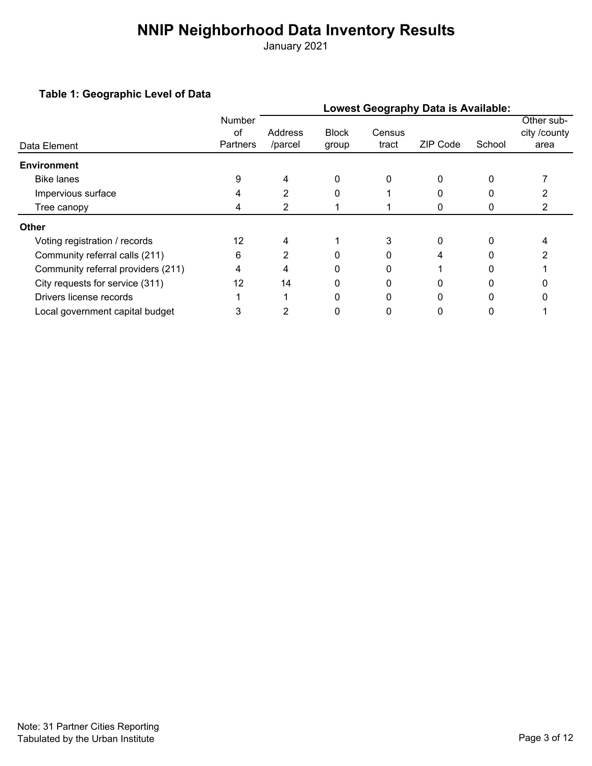# NNIP Neighborhood Data Inventory Results

January 2021

### Table 1: Geographic Level of Data

| | | Lowest Geography Data is Available: | | | | | |
|---|---|---|---|---|---|---|---|
| Data Element | Number of Partners | Address /parcel | Block group | Census tract | ZIP Code | School | Other sub-city /county area |
| **Environment** | | | | | | | |
| Bike lanes | 9 | 4 | 0 | 0 | 0 | 0 | 7 |
| Impervious surface | 4 | 2 | 0 | 1 | 0 | 0 | 2 |
| Tree canopy | 4 | 2 | 1 | 1 | 0 | 0 | 2 |
| **Other** | | | | | | | |
| Voting registration / records | 12 | 4 | 1 | 3 | 0 | 0 | 4 |
| Community referral calls (211) | 6 | 2 | 0 | 0 | 4 | 0 | 2 |
| Community referral providers (211) | 4 | 4 | 0 | 0 | 1 | 0 | 1 |
| City requests for service (311) | 12 | 14 | 0 | 0 | 0 | 0 | 0 |
| Drivers license records | 1 | 1 | 0 | 0 | 0 | 0 | 0 |
| Local government capital budget | 3 | 2 | 0 | 0 | 0 | 0 | 1 |

Note: 31 Partner Cities Reporting
Tabulated by the Urban Institute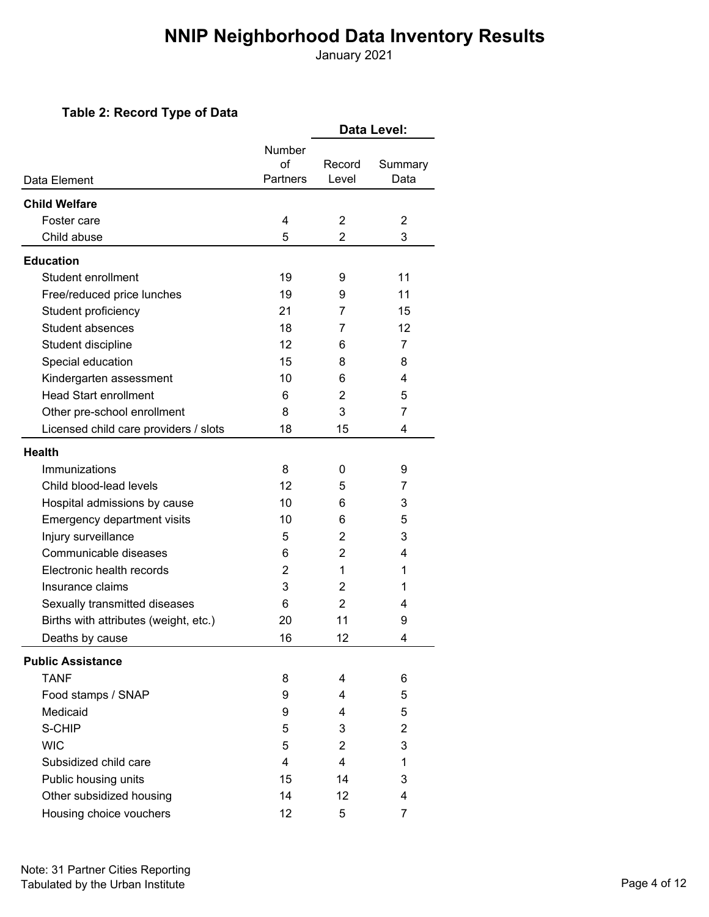# NNIP Neighborhood Data Inventory Results

January 2021

**Table 2: Record Type of Data**

| Data Element | Number of Partners | Data Level: Record Level | Summary Data |
|---|---|---|---|
| **Child Welfare** | | | |
| Foster care | 4 | 2 | 2 |
| Child abuse | 5 | 2 | 3 |
| **Education** | | | |
| Student enrollment | 19 | 9 | 11 |
| Free/reduced price lunches | 19 | 9 | 11 |
| Student proficiency | 21 | 7 | 15 |
| Student absences | 18 | 7 | 12 |
| Student discipline | 12 | 6 | 7 |
| Special education | 15 | 8 | 8 |
| Kindergarten assessment | 10 | 6 | 4 |
| Head Start enrollment | 6 | 2 | 5 |
| Other pre-school enrollment | 8 | 3 | 7 |
| Licensed child care providers / slots | 18 | 15 | 4 |
| **Health** | | | |
| Immunizations | 8 | 0 | 9 |
| Child blood-lead levels | 12 | 5 | 7 |
| Hospital admissions by cause | 10 | 6 | 3 |
| Emergency department visits | 10 | 6 | 5 |
| Injury surveillance | 5 | 2 | 3 |
| Communicable diseases | 6 | 2 | 4 |
| Electronic health records | 2 | 1 | 1 |
| Insurance claims | 3 | 2 | 1 |
| Sexually transmitted diseases | 6 | 2 | 4 |
| Births with attributes (weight, etc.) | 20 | 11 | 9 |
| Deaths by cause | 16 | 12 | 4 |
| **Public Assistance** | | | |
| TANF | 8 | 4 | 6 |
| Food stamps / SNAP | 9 | 4 | 5 |
| Medicaid | 9 | 4 | 5 |
| S-CHIP | 5 | 3 | 2 |
| WIC | 5 | 2 | 3 |
| Subsidized child care | 4 | 4 | 1 |
| Public housing units | 15 | 14 | 3 |
| Other subsidized housing | 14 | 12 | 4 |
| Housing choice vouchers | 12 | 5 | 7 |

Note: 31 Partner Cities Reporting
Tabulated by the Urban Institute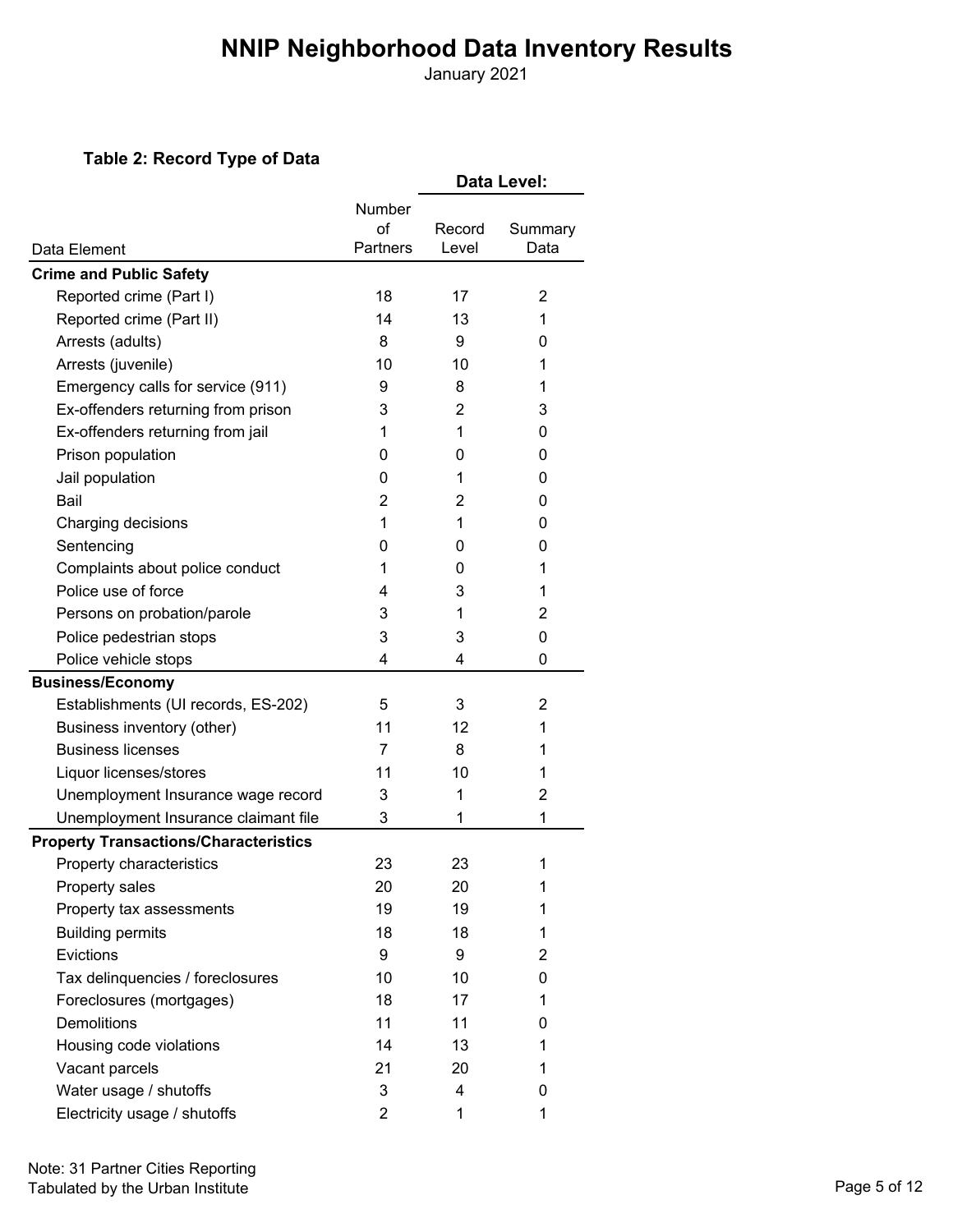# NNIP Neighborhood Data Inventory Results

January 2021

### Table 2: Record Type of Data

| Data Element | Number of Partners | Data Level: Record Level | Summary Data |
|---|---|---|---|
| **Crime and Public Safety** | | | |
| Reported crime (Part I) | 18 | 17 | 2 |
| Reported crime (Part II) | 14 | 13 | 1 |
| Arrests (adults) | 8 | 9 | 0 |
| Arrests (juvenile) | 10 | 10 | 1 |
| Emergency calls for service (911) | 9 | 8 | 1 |
| Ex-offenders returning from prison | 3 | 2 | 3 |
| Ex-offenders returning from jail | 1 | 1 | 0 |
| Prison population | 0 | 0 | 0 |
| Jail population | 0 | 1 | 0 |
| Bail | 2 | 2 | 0 |
| Charging decisions | 1 | 1 | 0 |
| Sentencing | 0 | 0 | 0 |
| Complaints about police conduct | 1 | 0 | 1 |
| Police use of force | 4 | 3 | 1 |
| Persons on probation/parole | 3 | 1 | 2 |
| Police pedestrian stops | 3 | 3 | 0 |
| Police vehicle stops | 4 | 4 | 0 |
| **Business/Economy** | | | |
| Establishments (UI records, ES-202) | 5 | 3 | 2 |
| Business inventory (other) | 11 | 12 | 1 |
| Business licenses | 7 | 8 | 1 |
| Liquor licenses/stores | 11 | 10 | 1 |
| Unemployment Insurance wage record | 3 | 1 | 2 |
| Unemployment Insurance claimant file | 3 | 1 | 1 |
| **Property Transactions/Characteristics** | | | |
| Property characteristics | 23 | 23 | 1 |
| Property sales | 20 | 20 | 1 |
| Property tax assessments | 19 | 19 | 1 |
| Building permits | 18 | 18 | 1 |
| Evictions | 9 | 9 | 2 |
| Tax delinquencies / foreclosures | 10 | 10 | 0 |
| Foreclosures (mortgages) | 18 | 17 | 1 |
| Demolitions | 11 | 11 | 0 |
| Housing code violations | 14 | 13 | 1 |
| Vacant parcels | 21 | 20 | 1 |
| Water usage / shutoffs | 3 | 4 | 0 |
| Electricity usage / shutoffs | 2 | 1 | 1 |

Note: 31 Partner Cities Reporting
Tabulated by the Urban Institute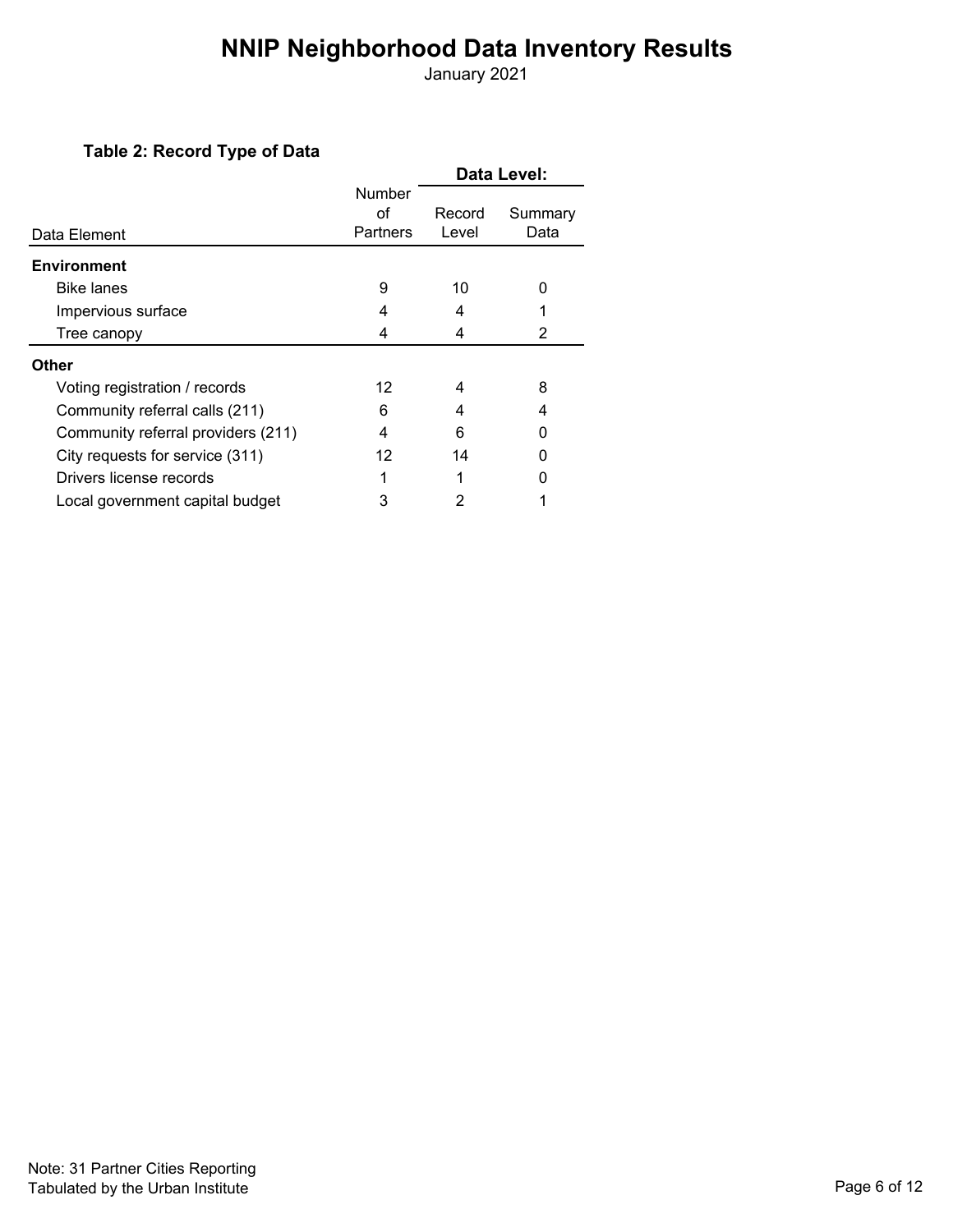# NNIP Neighborhood Data Inventory Results

January 2021

### Table 2: Record Type of Data

| Data Element | Number of Partners | Data Level: Record Level | Data Level: Summary Data |
|---|---|---|---|
| **Environment** | | | |
| Bike lanes | 9 | 10 | 0 |
| Impervious surface | 4 | 4 | 1 |
| Tree canopy | 4 | 4 | 2 |
| **Other** | | | |
| Voting registration / records | 12 | 4 | 8 |
| Community referral calls (211) | 6 | 4 | 4 |
| Community referral providers (211) | 4 | 6 | 0 |
| City requests for service (311) | 12 | 14 | 0 |
| Drivers license records | 1 | 1 | 0 |
| Local government capital budget | 3 | 2 | 1 |

Note: 31 Partner Cities Reporting
Tabulated by the Urban Institute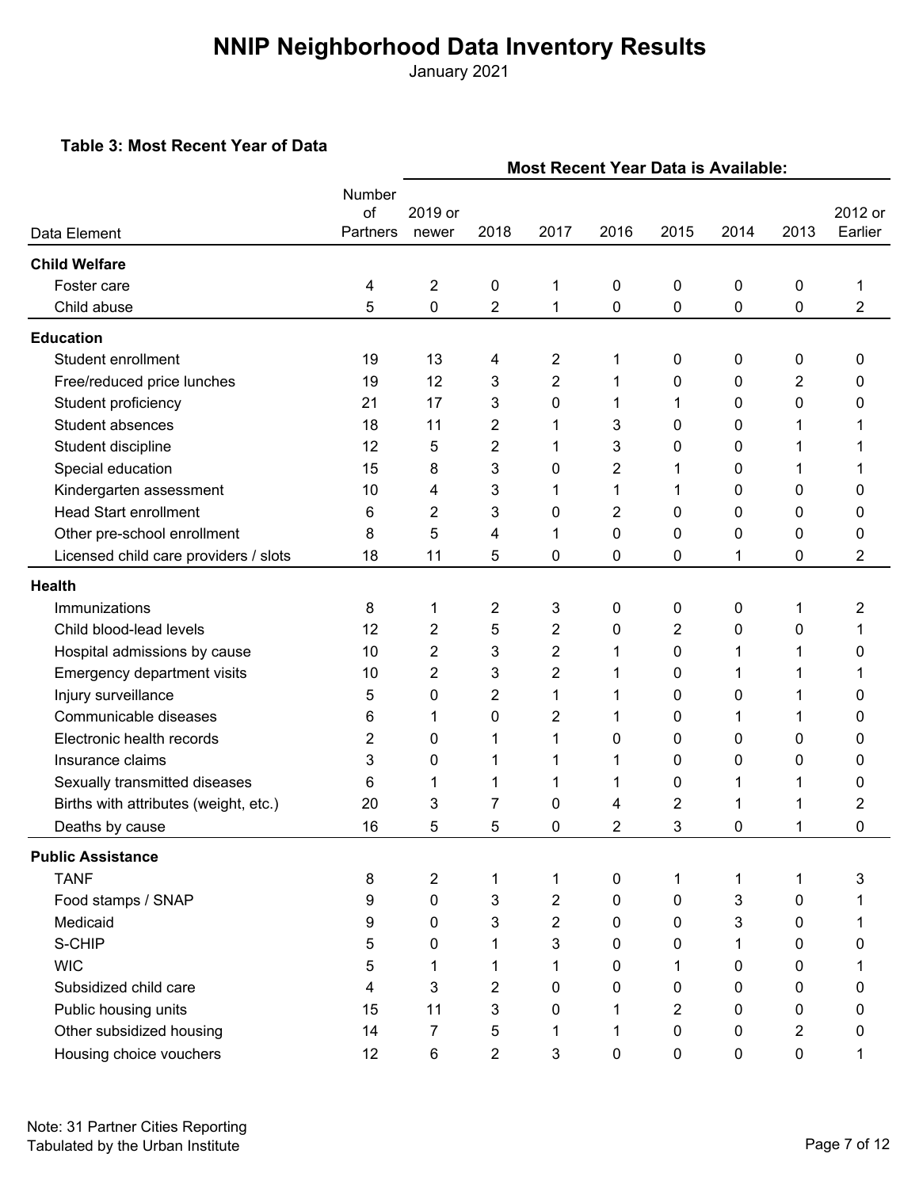# NNIP Neighborhood Data Inventory Results

January 2021

### Table 3: Most Recent Year of Data

| Data Element | Number of Partners | Most Recent Year Data is Available: 2019 or newer | 2018 | 2017 | 2016 | 2015 | 2014 | 2013 | 2012 or Earlier |
|---|---|---|---|---|---|---|---|---|---|
| **Child Welfare** | | | | | | | | | |
| Foster care | 4 | 2 | 0 | 1 | 0 | 0 | 0 | 0 | 1 |
| Child abuse | 5 | 0 | 2 | 1 | 0 | 0 | 0 | 0 | 2 |
| **Education** | | | | | | | | | |
| Student enrollment | 19 | 13 | 4 | 2 | 1 | 0 | 0 | 0 | 0 |
| Free/reduced price lunches | 19 | 12 | 3 | 2 | 1 | 0 | 0 | 2 | 0 |
| Student proficiency | 21 | 17 | 3 | 0 | 1 | 1 | 0 | 0 | 0 |
| Student absences | 18 | 11 | 2 | 1 | 3 | 0 | 0 | 1 | 1 |
| Student discipline | 12 | 5 | 2 | 1 | 3 | 0 | 0 | 1 | 1 |
| Special education | 15 | 8 | 3 | 0 | 2 | 1 | 0 | 1 | 1 |
| Kindergarten assessment | 10 | 4 | 3 | 1 | 1 | 1 | 0 | 0 | 0 |
| Head Start enrollment | 6 | 2 | 3 | 0 | 2 | 0 | 0 | 0 | 0 |
| Other pre-school enrollment | 8 | 5 | 4 | 1 | 0 | 0 | 0 | 0 | 0 |
| Licensed child care providers / slots | 18 | 11 | 5 | 0 | 0 | 0 | 1 | 0 | 2 |
| **Health** | | | | | | | | | |
| Immunizations | 8 | 1 | 2 | 3 | 0 | 0 | 0 | 1 | 2 |
| Child blood-lead levels | 12 | 2 | 5 | 2 | 0 | 2 | 0 | 0 | 1 |
| Hospital admissions by cause | 10 | 2 | 3 | 2 | 1 | 0 | 1 | 1 | 0 |
| Emergency department visits | 10 | 2 | 3 | 2 | 1 | 0 | 1 | 1 | 1 |
| Injury surveillance | 5 | 0 | 2 | 1 | 1 | 0 | 0 | 1 | 0 |
| Communicable diseases | 6 | 1 | 0 | 2 | 1 | 0 | 1 | 1 | 0 |
| Electronic health records | 2 | 0 | 1 | 1 | 0 | 0 | 0 | 0 | 0 |
| Insurance claims | 3 | 0 | 1 | 1 | 1 | 0 | 0 | 0 | 0 |
| Sexually transmitted diseases | 6 | 1 | 1 | 1 | 1 | 0 | 1 | 1 | 0 |
| Births with attributes (weight, etc.) | 20 | 3 | 7 | 0 | 4 | 2 | 1 | 1 | 2 |
| Deaths by cause | 16 | 5 | 5 | 0 | 2 | 3 | 0 | 1 | 0 |
| **Public Assistance** | | | | | | | | | |
| TANF | 8 | 2 | 1 | 1 | 0 | 1 | 1 | 1 | 3 |
| Food stamps / SNAP | 9 | 0 | 3 | 2 | 0 | 0 | 3 | 0 | 1 |
| Medicaid | 9 | 0 | 3 | 2 | 0 | 0 | 3 | 0 | 1 |
| S-CHIP | 5 | 0 | 1 | 3 | 0 | 0 | 1 | 0 | 0 |
| WIC | 5 | 1 | 1 | 1 | 0 | 1 | 0 | 0 | 1 |
| Subsidized child care | 4 | 3 | 2 | 0 | 0 | 0 | 0 | 0 | 0 |
| Public housing units | 15 | 11 | 3 | 0 | 1 | 2 | 0 | 0 | 0 |
| Other subsidized housing | 14 | 7 | 5 | 1 | 1 | 0 | 0 | 2 | 0 |
| Housing choice vouchers | 12 | 6 | 2 | 3 | 0 | 0 | 0 | 0 | 1 |

Note: 31 Partner Cities Reporting
Tabulated by the Urban Institute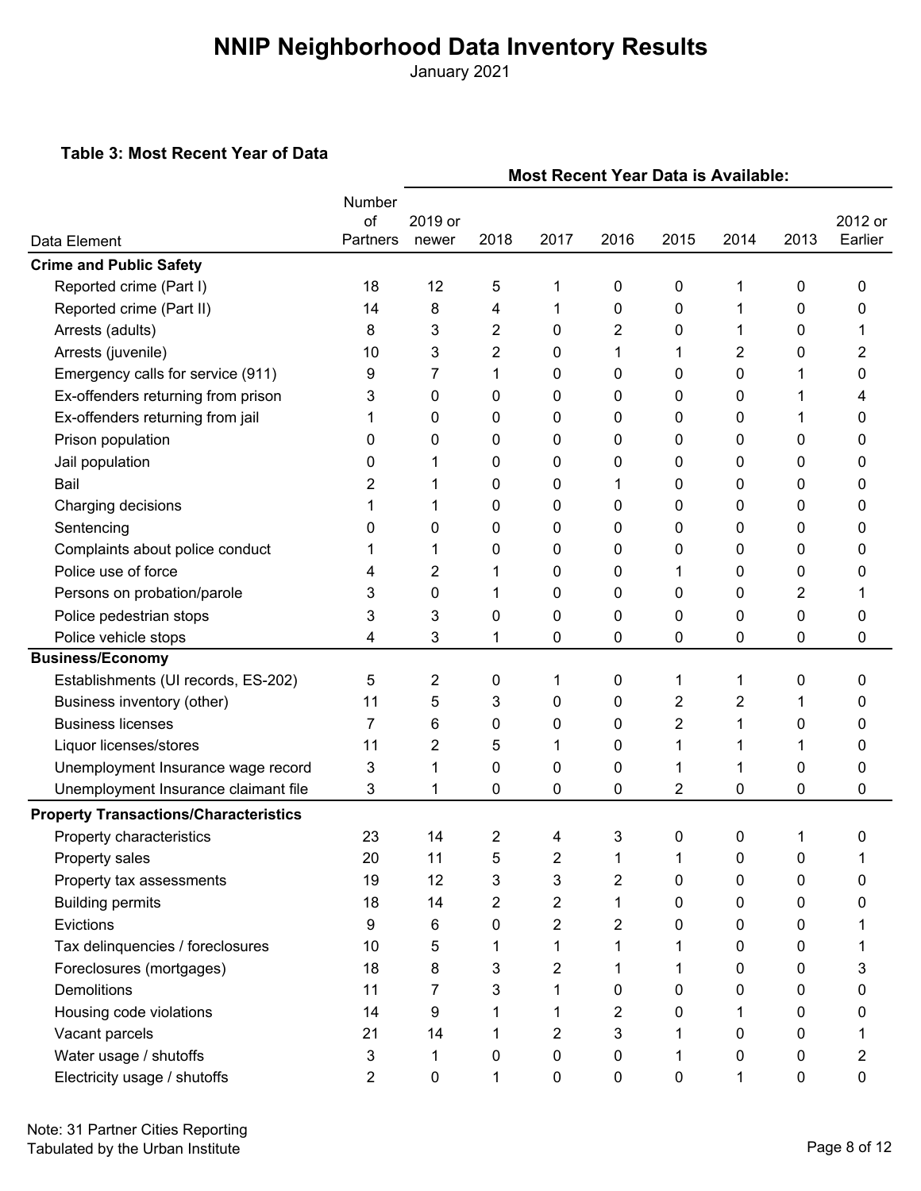# NNIP Neighborhood Data Inventory Results

January 2021

### Table 3: Most Recent Year of Data

| | | Most Recent Year Data is Available: | | | | | | | |
|---|---|---|---|---|---|---|---|---|---|
| Data Element | Number of Partners | 2019 or newer | 2018 | 2017 | 2016 | 2015 | 2014 | 2013 | 2012 or Earlier |
| **Crime and Public Safety** | | | | | | | | | |
| Reported crime (Part I) | 18 | 12 | 5 | 1 | 0 | 0 | 1 | 0 | 0 |
| Reported crime (Part II) | 14 | 8 | 4 | 1 | 0 | 0 | 1 | 0 | 0 |
| Arrests (adults) | 8 | 3 | 2 | 0 | 2 | 0 | 1 | 0 | 1 |
| Arrests (juvenile) | 10 | 3 | 2 | 0 | 1 | 1 | 2 | 0 | 2 |
| Emergency calls for service (911) | 9 | 7 | 1 | 0 | 0 | 0 | 0 | 1 | 0 |
| Ex-offenders returning from prison | 3 | 0 | 0 | 0 | 0 | 0 | 0 | 1 | 4 |
| Ex-offenders returning from jail | 1 | 0 | 0 | 0 | 0 | 0 | 0 | 1 | 0 |
| Prison population | 0 | 0 | 0 | 0 | 0 | 0 | 0 | 0 | 0 |
| Jail population | 0 | 1 | 0 | 0 | 0 | 0 | 0 | 0 | 0 |
| Bail | 2 | 1 | 0 | 0 | 1 | 0 | 0 | 0 | 0 |
| Charging decisions | 1 | 1 | 0 | 0 | 0 | 0 | 0 | 0 | 0 |
| Sentencing | 0 | 0 | 0 | 0 | 0 | 0 | 0 | 0 | 0 |
| Complaints about police conduct | 1 | 1 | 0 | 0 | 0 | 0 | 0 | 0 | 0 |
| Police use of force | 4 | 2 | 1 | 0 | 0 | 1 | 0 | 0 | 0 |
| Persons on probation/parole | 3 | 0 | 1 | 0 | 0 | 0 | 0 | 2 | 1 |
| Police pedestrian stops | 3 | 3 | 0 | 0 | 0 | 0 | 0 | 0 | 0 |
| Police vehicle stops | 4 | 3 | 1 | 0 | 0 | 0 | 0 | 0 | 0 |
| **Business/Economy** | | | | | | | | | |
| Establishments (UI records, ES-202) | 5 | 2 | 0 | 1 | 0 | 1 | 1 | 0 | 0 |
| Business inventory (other) | 11 | 5 | 3 | 0 | 0 | 2 | 2 | 1 | 0 |
| Business licenses | 7 | 6 | 0 | 0 | 0 | 2 | 1 | 0 | 0 |
| Liquor licenses/stores | 11 | 2 | 5 | 1 | 0 | 1 | 1 | 1 | 0 |
| Unemployment Insurance wage record | 3 | 1 | 0 | 0 | 0 | 1 | 1 | 0 | 0 |
| Unemployment Insurance claimant file | 3 | 1 | 0 | 0 | 0 | 2 | 0 | 0 | 0 |
| **Property Transactions/Characteristics** | | | | | | | | | |
| Property characteristics | 23 | 14 | 2 | 4 | 3 | 0 | 0 | 1 | 0 |
| Property sales | 20 | 11 | 5 | 2 | 1 | 1 | 0 | 0 | 1 |
| Property tax assessments | 19 | 12 | 3 | 3 | 2 | 0 | 0 | 0 | 0 |
| Building permits | 18 | 14 | 2 | 2 | 1 | 0 | 0 | 0 | 0 |
| Evictions | 9 | 6 | 0 | 2 | 2 | 0 | 0 | 0 | 1 |
| Tax delinquencies / foreclosures | 10 | 5 | 1 | 1 | 1 | 1 | 0 | 0 | 1 |
| Foreclosures (mortgages) | 18 | 8 | 3 | 2 | 1 | 1 | 0 | 0 | 3 |
| Demolitions | 11 | 7 | 3 | 1 | 0 | 0 | 0 | 0 | 0 |
| Housing code violations | 14 | 9 | 1 | 1 | 2 | 0 | 1 | 0 | 0 |
| Vacant parcels | 21 | 14 | 1 | 2 | 3 | 1 | 0 | 0 | 1 |
| Water usage / shutoffs | 3 | 1 | 0 | 0 | 0 | 1 | 0 | 0 | 2 |
| Electricity usage / shutoffs | 2 | 0 | 1 | 0 | 0 | 0 | 1 | 0 | 0 |

Note: 31 Partner Cities Reporting
Tabulated by the Urban Institute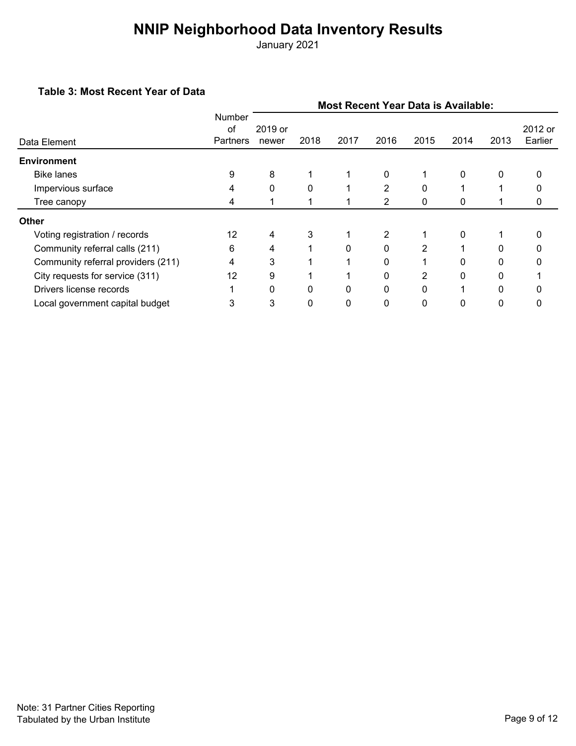# NNIP Neighborhood Data Inventory Results

January 2021

### Table 3: Most Recent Year of Data

| Data Element | Number of Partners | Most Recent Year Data is Available: | | | | | | | |
|---|---|---|---|---|---|---|---|---|---|
| | | 2019 or newer | 2018 | 2017 | 2016 | 2015 | 2014 | 2013 | 2012 or Earlier |
| **Environment** | | | | | | | | | |
| Bike lanes | 9 | 8 | 1 | 1 | 0 | 1 | 0 | 0 | 0 |
| Impervious surface | 4 | 0 | 0 | 1 | 2 | 0 | 1 | 1 | 0 |
| Tree canopy | 4 | 1 | 1 | 1 | 2 | 0 | 0 | 1 | 0 |
| **Other** | | | | | | | | | |
| Voting registration / records | 12 | 4 | 3 | 1 | 2 | 1 | 0 | 1 | 0 |
| Community referral calls (211) | 6 | 4 | 1 | 0 | 0 | 2 | 1 | 0 | 0 |
| Community referral providers (211) | 4 | 3 | 1 | 1 | 0 | 1 | 0 | 0 | 0 |
| City requests for service (311) | 12 | 9 | 1 | 1 | 0 | 2 | 0 | 0 | 1 |
| Drivers license records | 1 | 0 | 0 | 0 | 0 | 0 | 1 | 0 | 0 |
| Local government capital budget | 3 | 3 | 0 | 0 | 0 | 0 | 0 | 0 | 0 |

Note: 31 Partner Cities Reporting
Tabulated by the Urban Institute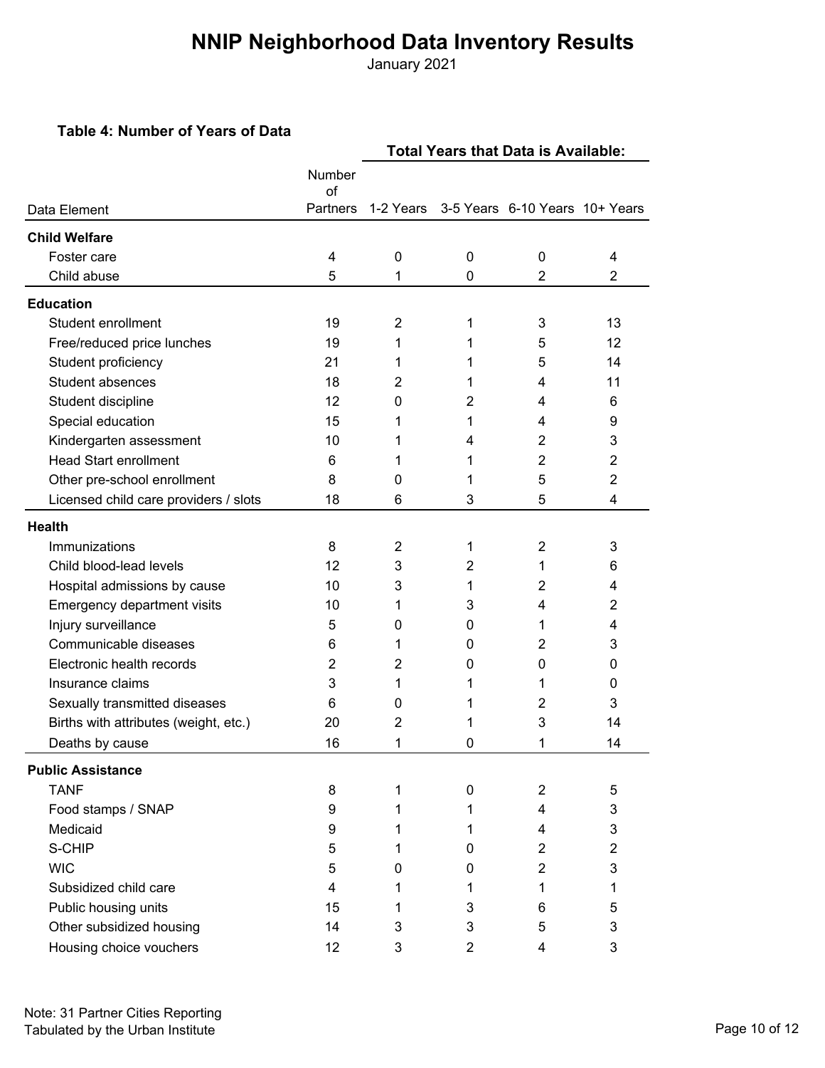# NNIP Neighborhood Data Inventory Results

January 2021

**Table 4: Number of Years of Data**

| Data Element | Number of Partners | Total Years that Data is Available: 1-2 Years | 3-5 Years | 6-10 Years | 10+ Years |
|---|---|---|---|---|---|
| **Child Welfare** | | | | | |
| Foster care | 4 | 0 | 0 | 0 | 4 |
| Child abuse | 5 | 1 | 0 | 2 | 2 |
| **Education** | | | | | |
| Student enrollment | 19 | 2 | 1 | 3 | 13 |
| Free/reduced price lunches | 19 | 1 | 1 | 5 | 12 |
| Student proficiency | 21 | 1 | 1 | 5 | 14 |
| Student absences | 18 | 2 | 1 | 4 | 11 |
| Student discipline | 12 | 0 | 2 | 4 | 6 |
| Special education | 15 | 1 | 1 | 4 | 9 |
| Kindergarten assessment | 10 | 1 | 4 | 2 | 3 |
| Head Start enrollment | 6 | 1 | 1 | 2 | 2 |
| Other pre-school enrollment | 8 | 0 | 1 | 5 | 2 |
| Licensed child care providers / slots | 18 | 6 | 3 | 5 | 4 |
| **Health** | | | | | |
| Immunizations | 8 | 2 | 1 | 2 | 3 |
| Child blood-lead levels | 12 | 3 | 2 | 1 | 6 |
| Hospital admissions by cause | 10 | 3 | 1 | 2 | 4 |
| Emergency department visits | 10 | 1 | 3 | 4 | 2 |
| Injury surveillance | 5 | 0 | 0 | 1 | 4 |
| Communicable diseases | 6 | 1 | 0 | 2 | 3 |
| Electronic health records | 2 | 2 | 0 | 0 | 0 |
| Insurance claims | 3 | 1 | 1 | 1 | 0 |
| Sexually transmitted diseases | 6 | 0 | 1 | 2 | 3 |
| Births with attributes (weight, etc.) | 20 | 2 | 1 | 3 | 14 |
| Deaths by cause | 16 | 1 | 0 | 1 | 14 |
| **Public Assistance** | | | | | |
| TANF | 8 | 1 | 0 | 2 | 5 |
| Food stamps / SNAP | 9 | 1 | 1 | 4 | 3 |
| Medicaid | 9 | 1 | 1 | 4 | 3 |
| S-CHIP | 5 | 1 | 0 | 2 | 2 |
| WIC | 5 | 0 | 0 | 2 | 3 |
| Subsidized child care | 4 | 1 | 1 | 1 | 1 |
| Public housing units | 15 | 1 | 3 | 6 | 5 |
| Other subsidized housing | 14 | 3 | 3 | 5 | 3 |
| Housing choice vouchers | 12 | 3 | 2 | 4 | 3 |

Note: 31 Partner Cities Reporting
Tabulated by the Urban Institute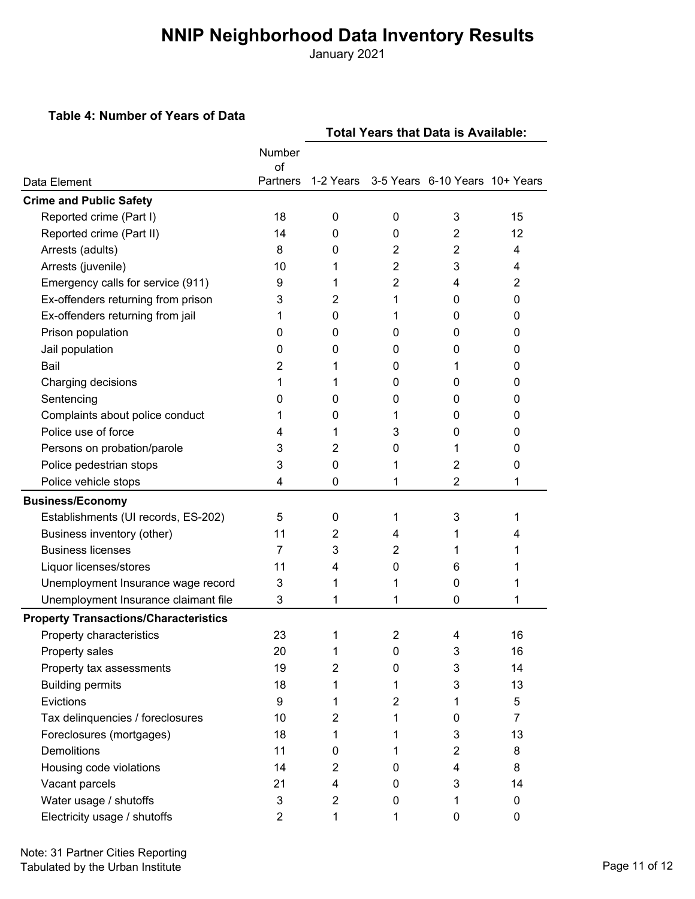# NNIP Neighborhood Data Inventory Results

January 2021

### Table 4: Number of Years of Data

| Data Element | Number of Partners | Total Years that Data is Available: 1-2 Years | 3-5 Years | 6-10 Years | 10+ Years |
|---|---|---|---|---|---|
| **Crime and Public Safety** | | | | | |
| Reported crime (Part I) | 18 | 0 | 0 | 3 | 15 |
| Reported crime (Part II) | 14 | 0 | 0 | 2 | 12 |
| Arrests (adults) | 8 | 0 | 2 | 2 | 4 |
| Arrests (juvenile) | 10 | 1 | 2 | 3 | 4 |
| Emergency calls for service (911) | 9 | 1 | 2 | 4 | 2 |
| Ex-offenders returning from prison | 3 | 2 | 1 | 0 | 0 |
| Ex-offenders returning from jail | 1 | 0 | 1 | 0 | 0 |
| Prison population | 0 | 0 | 0 | 0 | 0 |
| Jail population | 0 | 0 | 0 | 0 | 0 |
| Bail | 2 | 1 | 0 | 1 | 0 |
| Charging decisions | 1 | 1 | 0 | 0 | 0 |
| Sentencing | 0 | 0 | 0 | 0 | 0 |
| Complaints about police conduct | 1 | 0 | 1 | 0 | 0 |
| Police use of force | 4 | 1 | 3 | 0 | 0 |
| Persons on probation/parole | 3 | 2 | 0 | 1 | 0 |
| Police pedestrian stops | 3 | 0 | 1 | 2 | 0 |
| Police vehicle stops | 4 | 0 | 1 | 2 | 1 |
| **Business/Economy** | | | | | |
| Establishments (UI records, ES-202) | 5 | 0 | 1 | 3 | 1 |
| Business inventory (other) | 11 | 2 | 4 | 1 | 4 |
| Business licenses | 7 | 3 | 2 | 1 | 1 |
| Liquor licenses/stores | 11 | 4 | 0 | 6 | 1 |
| Unemployment Insurance wage record | 3 | 1 | 1 | 0 | 1 |
| Unemployment Insurance claimant file | 3 | 1 | 1 | 0 | 1 |
| **Property Transactions/Characteristics** | | | | | |
| Property characteristics | 23 | 1 | 2 | 4 | 16 |
| Property sales | 20 | 1 | 0 | 3 | 16 |
| Property tax assessments | 19 | 2 | 0 | 3 | 14 |
| Building permits | 18 | 1 | 1 | 3 | 13 |
| Evictions | 9 | 1 | 2 | 1 | 5 |
| Tax delinquencies / foreclosures | 10 | 2 | 1 | 0 | 7 |
| Foreclosures (mortgages) | 18 | 1 | 1 | 3 | 13 |
| Demolitions | 11 | 0 | 1 | 2 | 8 |
| Housing code violations | 14 | 2 | 0 | 4 | 8 |
| Vacant parcels | 21 | 4 | 0 | 3 | 14 |
| Water usage / shutoffs | 3 | 2 | 0 | 1 | 0 |
| Electricity usage / shutoffs | 2 | 1 | 1 | 0 | 0 |

Note: 31 Partner Cities Reporting
Tabulated by the Urban Institute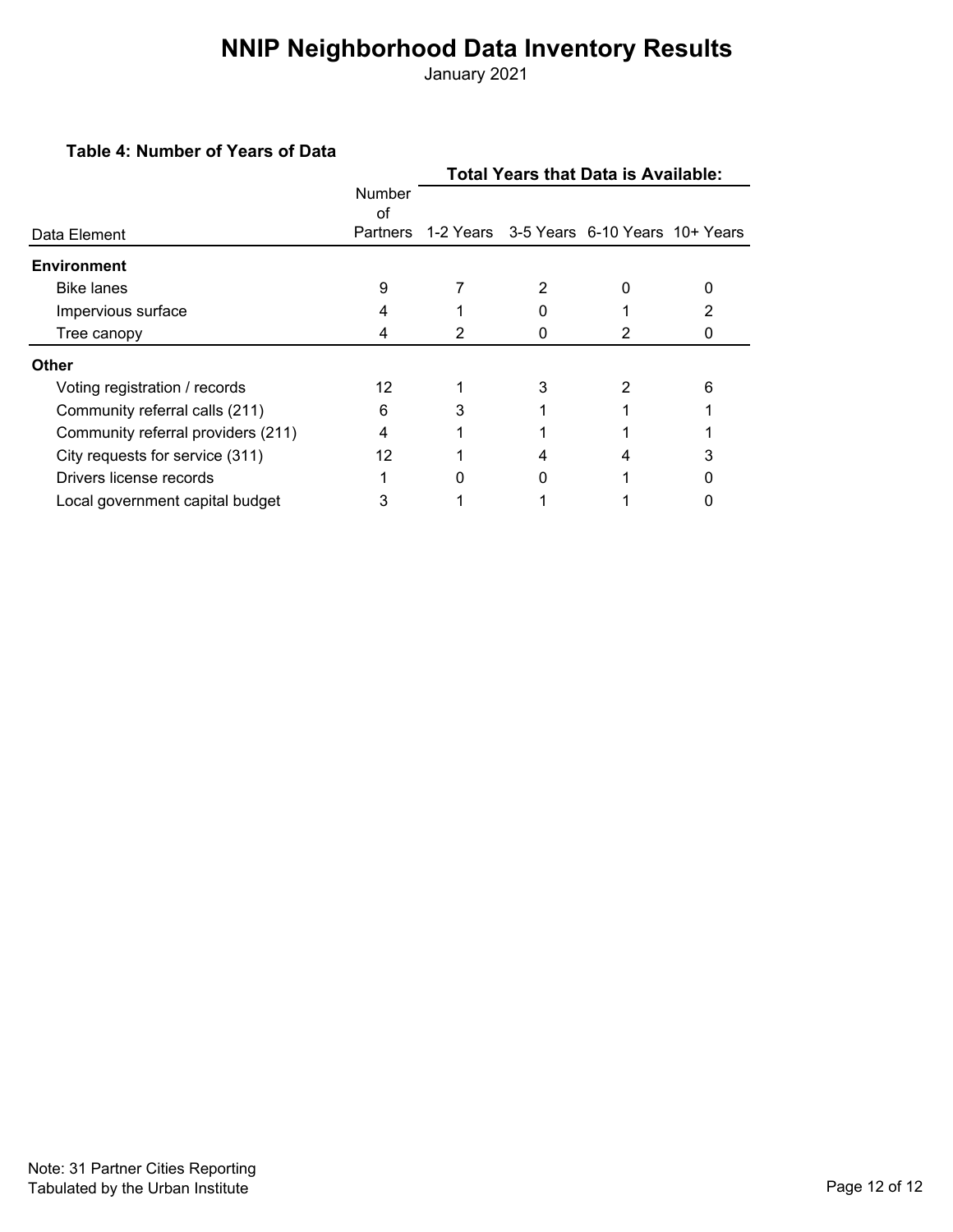# NNIP Neighborhood Data Inventory Results

January 2021

**Table 4: Number of Years of Data**

| | | Total Years that Data is Available: | | | |
|---|---|---|---|---|---|
| Data Element | Number of Partners | 1-2 Years | 3-5 Years | 6-10 Years | 10+ Years |
| **Environment** | | | | | |
| Bike lanes | 9 | 7 | 2 | 0 | 0 |
| Impervious surface | 4 | 1 | 0 | 1 | 2 |
| Tree canopy | 4 | 2 | 0 | 2 | 0 |
| **Other** | | | | | |
| Voting registration / records | 12 | 1 | 3 | 2 | 6 |
| Community referral calls (211) | 6 | 3 | 1 | 1 | 1 |
| Community referral providers (211) | 4 | 1 | 1 | 1 | 1 |
| City requests for service (311) | 12 | 1 | 4 | 4 | 3 |
| Drivers license records | 1 | 0 | 0 | 1 | 0 |
| Local government capital budget | 3 | 1 | 1 | 1 | 0 |

Note: 31 Partner Cities Reporting
Tabulated by the Urban Institute